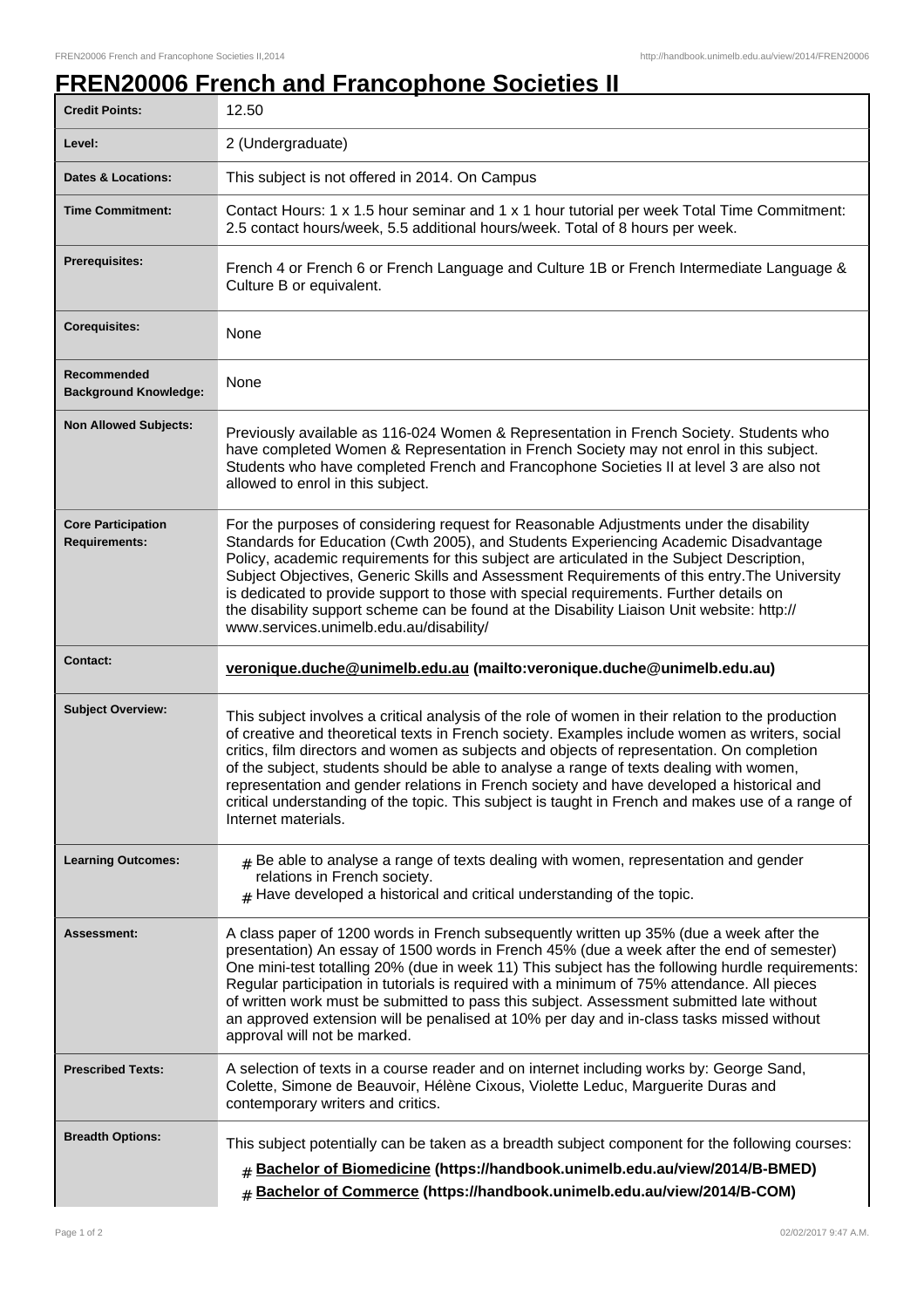# FREN20006 French and Francophone Societies II

| | |
|---|---|
| **Credit Points:** | 12.50 |
| **Level:** | 2 (Undergraduate) |
| **Dates & Locations:** | This subject is not offered in 2014. On Campus |
| **Time Commitment:** | Contact Hours: 1 x 1.5 hour seminar and 1 x 1 hour tutorial per week Total Time Commitment: 2.5 contact hours/week, 5.5 additional hours/week. Total of 8 hours per week. |
| **Prerequisites:** | French 4 or French 6 or French Language and Culture 1B or French Intermediate Language & Culture B or equivalent. |
| **Corequisites:** | None |
| **Recommended Background Knowledge:** | None |
| **Non Allowed Subjects:** | Previously available as 116-024 Women & Representation in French Society. Students who have completed Women & Representation in French Society may not enrol in this subject. Students who have completed French and Francophone Societies II at level 3 are also not allowed to enrol in this subject. |
| **Core Participation Requirements:** | For the purposes of considering request for Reasonable Adjustments under the disability Standards for Education (Cwth 2005), and Students Experiencing Academic Disadvantage Policy, academic requirements for this subject are articulated in the Subject Description, Subject Objectives, Generic Skills and Assessment Requirements of this entry.The University is dedicated to provide support to those with special requirements. Further details on the disability support scheme can be found at the Disability Liaison Unit website: http://www.services.unimelb.edu.au/disability/ |
| **Contact:** | **veronique.duche@unimelb.edu.au (mailto:veronique.duche@unimelb.edu.au)** |
| **Subject Overview:** | This subject involves a critical analysis of the role of women in their relation to the production of creative and theoretical texts in French society. Examples include women as writers, social critics, film directors and women as subjects and objects of representation. On completion of the subject, students should be able to analyse a range of texts dealing with women, representation and gender relations in French society and have developed a historical and critical understanding of the topic. This subject is taught in French and makes use of a range of Internet materials. |
| **Learning Outcomes:** | # Be able to analyse a range of texts dealing with women, representation and gender relations in French society. <br> # Have developed a historical and critical understanding of the topic. |
| **Assessment:** | A class paper of 1200 words in French subsequently written up 35% (due a week after the presentation) An essay of 1500 words in French 45% (due a week after the end of semester) One mini-test totalling 20% (due in week 11) This subject has the following hurdle requirements: Regular participation in tutorials is required with a minimum of 75% attendance. All pieces of written work must be submitted to pass this subject. Assessment submitted late without an approved extension will be penalised at 10% per day and in-class tasks missed without approval will not be marked. |
| **Prescribed Texts:** | A selection of texts in a course reader and on internet including works by: George Sand, Colette, Simone de Beauvoir, Hélène Cixous, Violette Leduc, Marguerite Duras and contemporary writers and critics. |
| **Breadth Options:** | This subject potentially can be taken as a breadth subject component for the following courses: <br> # **Bachelor of Biomedicine (https://handbook.unimelb.edu.au/view/2014/B-BMED)** <br> # **Bachelor of Commerce (https://handbook.unimelb.edu.au/view/2014/B-COM)** |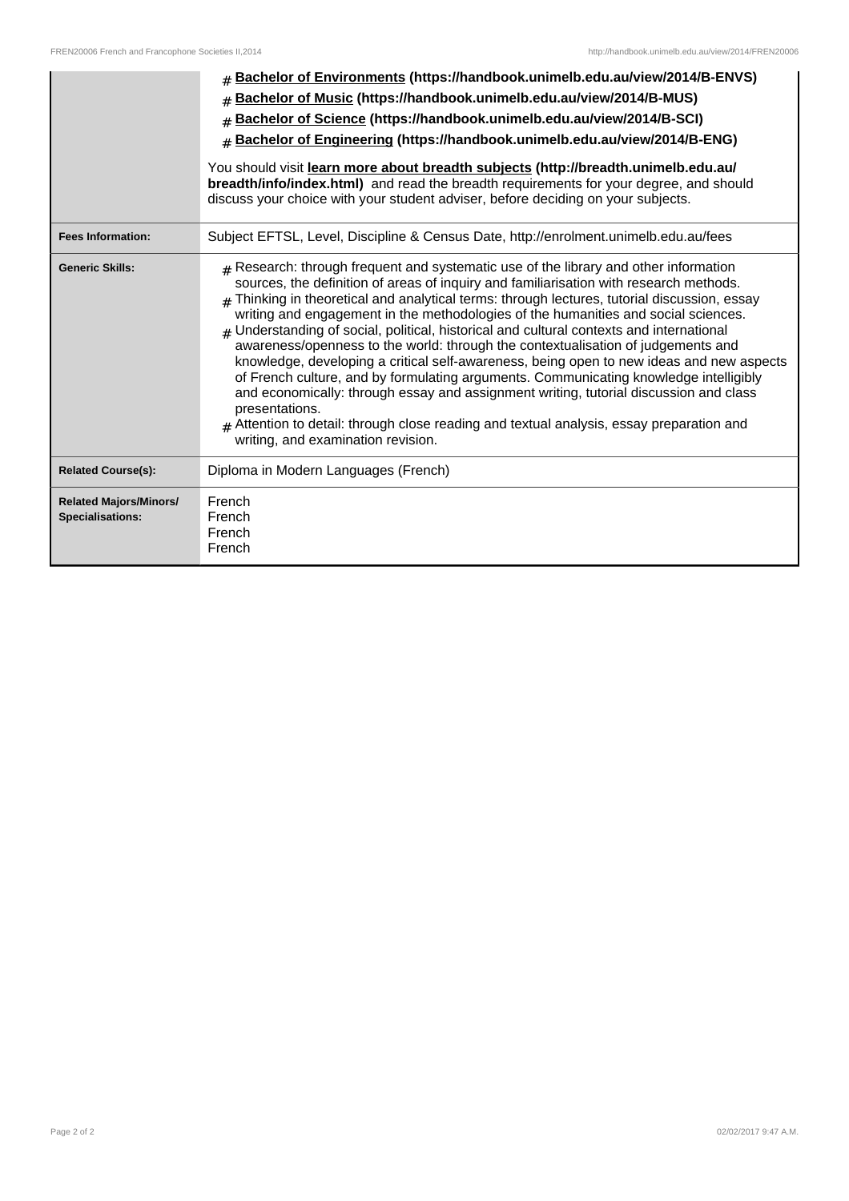| | |
|---|---|
| | # **Bachelor of Environments** (https://handbook.unimelb.edu.au/view/2014/B-ENVS)<br># **Bachelor of Music** (https://handbook.unimelb.edu.au/view/2014/B-MUS)<br># **Bachelor of Science** (https://handbook.unimelb.edu.au/view/2014/B-SCI)<br># **Bachelor of Engineering** (https://handbook.unimelb.edu.au/view/2014/B-ENG)<br><br>You should visit **learn more about breadth subjects (http://breadth.unimelb.edu.au/breadth/info/index.html)** and read the breadth requirements for your degree, and should discuss your choice with your student adviser, before deciding on your subjects. |
| **Fees Information:** | Subject EFTSL, Level, Discipline & Census Date, http://enrolment.unimelb.edu.au/fees |
| **Generic Skills:** | # Research: through frequent and systematic use of the library and other information sources, the definition of areas of inquiry and familiarisation with research methods.<br># Thinking in theoretical and analytical terms: through lectures, tutorial discussion, essay writing and engagement in the methodologies of the humanities and social sciences.<br># Understanding of social, political, historical and cultural contexts and international awareness/openness to the world: through the contextualisation of judgements and knowledge, developing a critical self-awareness, being open to new ideas and new aspects of French culture, and by formulating arguments. Communicating knowledge intelligibly and economically: through essay and assignment writing, tutorial discussion and class presentations.<br># Attention to detail: through close reading and textual analysis, essay preparation and writing, and examination revision. |
| **Related Course(s):** | Diploma in Modern Languages (French) |
| **Related Majors/Minors/ Specialisations:** | French<br>French<br>French<br>French |